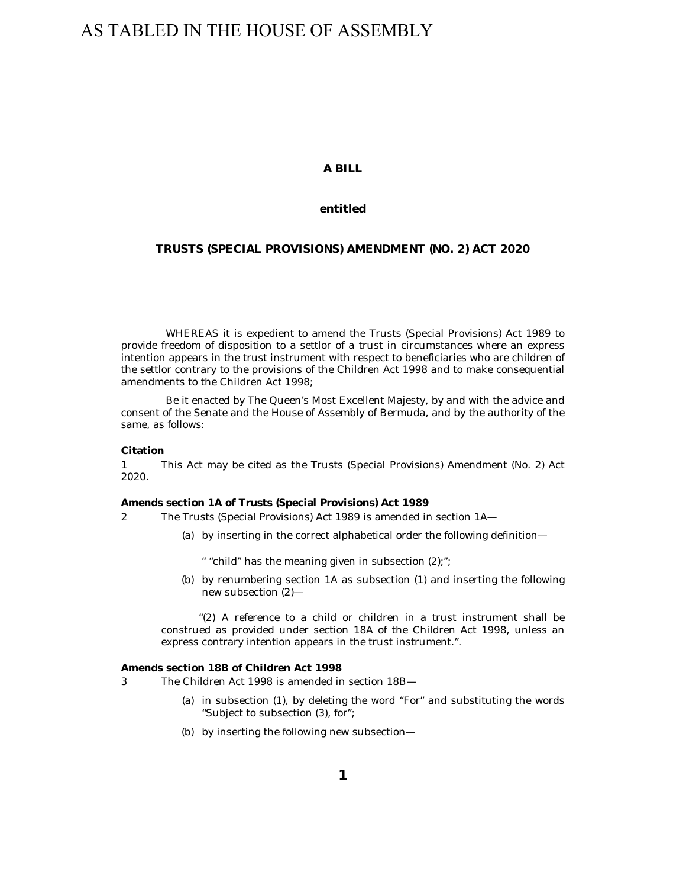AS TABLED IN THE HOUSE OF ASSEMBLY

**A BILL**

**entitled**

**TRUSTS (SPECIAL PROVISIONS) AMENDMENT (NO. 2) ACT 2020**

WHEREAS it is expedient to amend the Trusts (Special Provisions) Act 1989 to provide freedom of disposition to a settlor of a trust in circumstances where an express intention appears in the trust instrument with respect to beneficiaries who are children of the settlor contrary to the provisions of the Children Act 1998 and to make consequential amendments to the Children Act 1998;

Be it enacted by The Queen's Most Excellent Majesty, by and with the advice and consent of the Senate and the House of Assembly of Bermuda, and by the authority of the same, as follows:

**Citation**

1 This Act may be cited as the Trusts (Special Provisions) Amendment (No. 2) Act 2020.

**Amends section 1A of Trusts (Special Provisions) Act 1989**

2 The Trusts (Special Provisions) Act 1989 is amended in section 1A—

(a) by inserting in the correct alphabetical order the following definition—

" "child" has the meaning given in subsection (2);";

(b) by renumbering section 1A as subsection (1) and inserting the following new subsection (2)—

"(2) A reference to a child or children in a trust instrument shall be construed as provided under section 18A of the Children Act 1998, unless an express contrary intention appears in the trust instrument.".

**Amends section 18B of Children Act 1998**

3 The Children Act 1998 is amended in section 18B—

(a) in subsection (1), by deleting the word "For" and substituting the words "Subject to subsection (3), for";

(b) by inserting the following new subsection—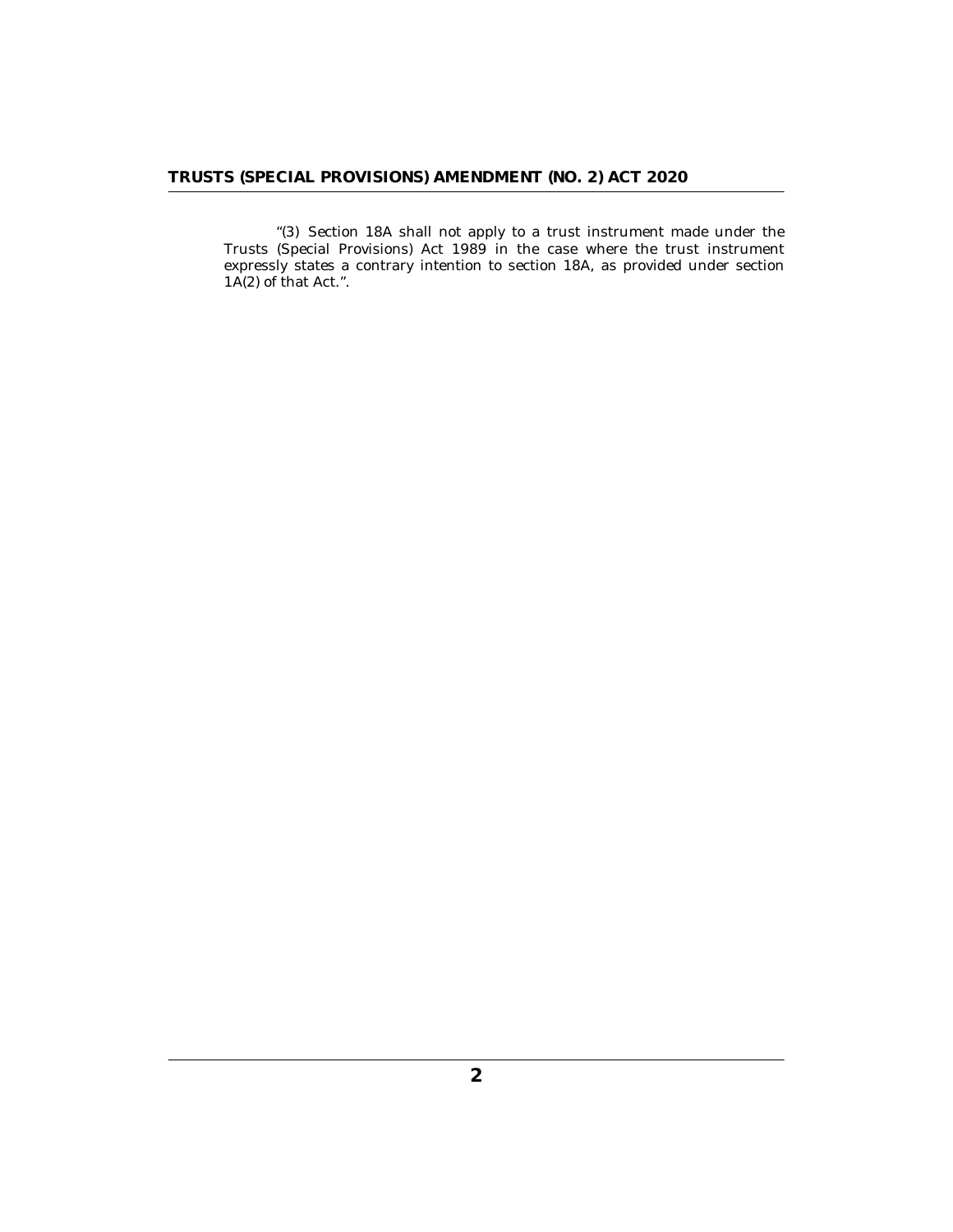"(3) Section 18A shall not apply to a trust instrument made under the Trusts (Special Provisions) Act 1989 in the case where the trust instrument expressly states a contrary intention to section 18A, as provided under section 1A(2) of that Act.".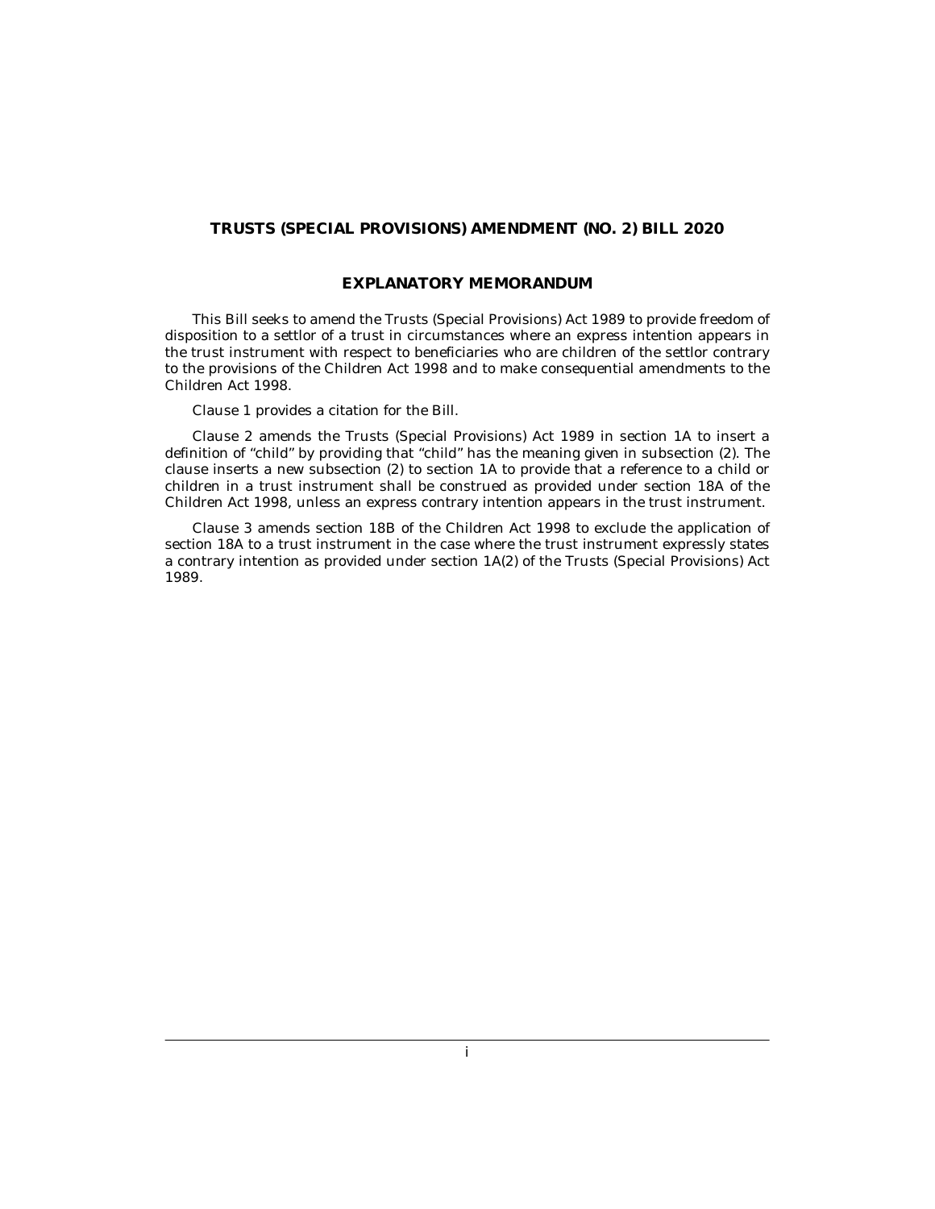# TRUSTS (SPECIAL PROVISIONS) AMENDMENT (NO. 2) BILL 2020

## EXPLANATORY MEMORANDUM

This Bill seeks to amend the Trusts (Special Provisions) Act 1989 to provide freedom of disposition to a settlor of a trust in circumstances where an express intention appears in the trust instrument with respect to beneficiaries who are children of the settlor contrary to the provisions of the Children Act 1998 and to make consequential amendments to the Children Act 1998.

Clause 1 provides a citation for the Bill.

Clause 2 amends the Trusts (Special Provisions) Act 1989 in section 1A to insert a definition of "child" by providing that "child" has the meaning given in subsection (2). The clause inserts a new subsection (2) to section 1A to provide that a reference to a child or children in a trust instrument shall be construed as provided under section 18A of the Children Act 1998, unless an express contrary intention appears in the trust instrument.

Clause 3 amends section 18B of the Children Act 1998 to exclude the application of section 18A to a trust instrument in the case where the trust instrument expressly states a contrary intention as provided under section 1A(2) of the Trusts (Special Provisions) Act 1989.